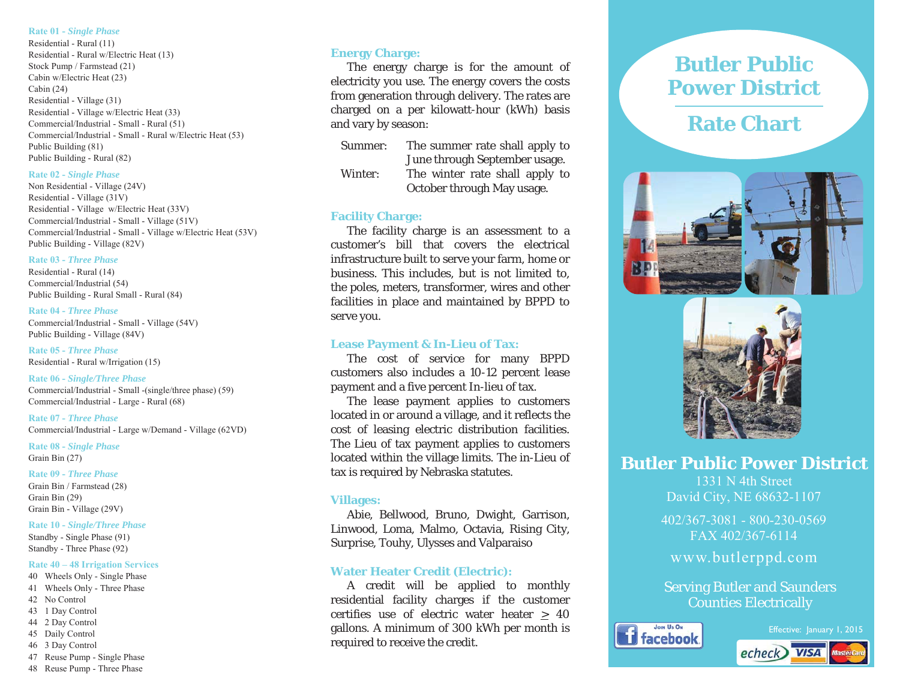### Rate 01 - *Single Phase*

Residential - Rural (11)
Residential - Rural w/Electric Heat (13)
Stock Pump / Farmstead (21)
Cabin w/Electric Heat (23)
Cabin (24)
Residential - Village (31)
Residential - Village w/Electric Heat (33)
Commercial/Industrial - Small - Rural (51)
Commercial/Industrial - Small - Rural w/Electric Heat (53)
Public Building (81)
Public Building - Rural (82)

### Rate 02 - *Single Phase*

Non Residential - Village (24V)
Residential - Village (31V)
Residential - Village w/Electric Heat (33V)
Commercial/Industrial - Small - Village (51V)
Commercial/Industrial - Small - Village w/Electric Heat (53V)
Public Building - Village (82V)

### Rate 03 - *Three Phase*

Residential - Rural (14)
Commercial/Industrial (54)
Public Building - Rural Small - Rural (84)

### Rate 04 - *Three Phase*

Commercial/Industrial - Small - Village (54V)
Public Building - Village (84V)

### Rate 05 - *Three Phase*

Residential - Rural w/Irrigation (15)

### Rate 06 - *Single/Three Phase*

Commercial/Industrial - Small -(single/three phase) (59)
Commercial/Industrial - Large - Rural (68)

### Rate 07 - *Three Phase*

Commercial/Industrial - Large w/Demand - Village (62VD)

### Rate 08 - *Single Phase*

Grain Bin (27)

### Rate 09 - *Three Phase*

Grain Bin / Farmstead (28)
Grain Bin (29)
Grain Bin - Village (29V)

### Rate 10 - *Single/Three Phase*

Standby - Single Phase (91)
Standby - Three Phase (92)

### Rate 40 – 48 Irrigation Services

40 Wheels Only - Single Phase
41 Wheels Only - Three Phase
42 No Control
43 1 Day Control
44 2 Day Control
45 Daily Control
46 3 Day Control
47 Reuse Pump - Single Phase
48 Reuse Pump - Three Phase

### Energy Charge:

The energy charge is for the amount of electricity you use. The energy covers the costs from generation through delivery. The rates are charged on a per kilowatt-hour (kWh) basis and vary by season:

Summer: The summer rate shall apply to June through September usage.
Winter: The winter rate shall apply to October through May usage.

### Facility Charge:

The facility charge is an assessment to a customer's bill that covers the electrical infrastructure built to serve your farm, home or business. This includes, but is not limited to, the poles, meters, transformer, wires and other facilities in place and maintained by BPPD to serve you.

### Lease Payment & In-Lieu of Tax:

The cost of service for many BPPD customers also includes a 10-12 percent lease payment and a five percent In-lieu of tax.

The lease payment applies to customers located in or around a village, and it reflects the cost of leasing electric distribution facilities. The Lieu of tax payment applies to customers located within the village limits. The in-Lieu of tax is required by Nebraska statutes.

### Villages:

Abie, Bellwood, Bruno, Dwight, Garrison, Linwood, Loma, Malmo, Octavia, Rising City, Surprise, Touhy, Ulysses and Valparaiso

### Water Heater Credit (Electric):

A credit will be applied to monthly residential facility charges if the customer certifies use of electric water heater ≥ 40 gallons. A minimum of 300 kWh per month is required to receive the credit.

# Butler Public Power District

# Rate Chart

## Butler Public Power District

1331 N 4th Street
David City, NE 68632-1107

402/367-3081 - 800-230-0569
FAX 402/367-6114

www.butlerppd.com

Serving Butler and Saunders Counties Electrically

Join Us On facebook

Effective: January 1, 2015

echeck VISA MasterCard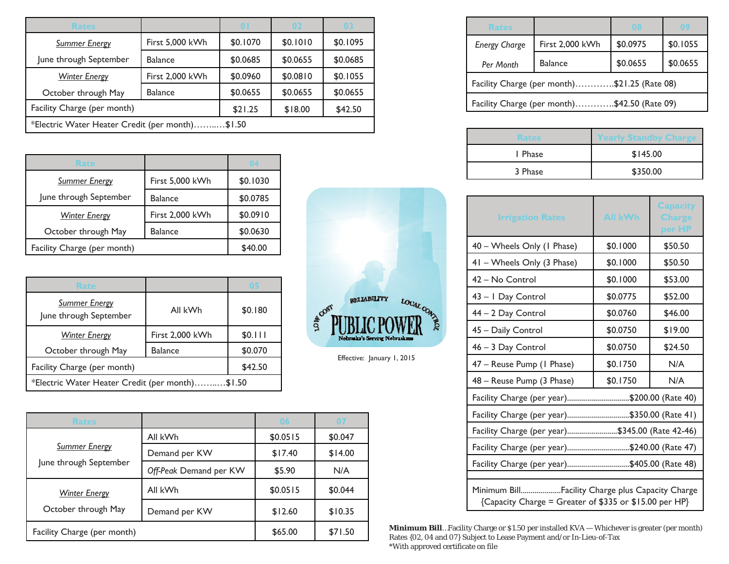| Rates | | 01 | 02 | 03 |
|---|---|---|---|---|
| *Summer Energy* June through September | First 5,000 kWh | $0.1070 | $0.1010 | $0.1095 |
| | Balance | $0.0685 | $0.0655 | $0.0685 |
| *Winter Energy* October through May | First 2,000 kWh | $0.0960 | $0.0810 | $0.1055 |
| | Balance | $0.0655 | $0.0655 | $0.0655 |
| Facility Charge (per month) | | $21.25 | $18.00 | $42.50 |
| *Electric Water Heater Credit (per month)……..…$1.50 | | | | |

| Rate | | 04 |
|---|---|---|
| *Summer Energy* June through September | First 5,000 kWh | $0.1030 |
| | Balance | $0.0785 |
| *Winter Energy* October through May | First 2,000 kWh | $0.0910 |
| | Balance | $0.0630 |
| Facility Charge (per month) | | $40.00 |

| Rate | | 05 |
|---|---|---|
| *Summer Energy* June through September | All kWh | $0.180 |
| *Winter Energy* October through May | First 2,000 kWh | $0.111 |
| | Balance | $0.070 |
| Facility Charge (per month) | | $42.50 |
| *Electric Water Heater Credit (per month)……..…$1.50 | | |

| Rates | | 06 | 07 |
|---|---|---|---|
| *Summer Energy* June through September | All kWh | $0.0515 | $0.047 |
| | Demand per KW | $17.40 | $14.00 |
| | *Off-Peak* Demand per KW | $5.90 | N/A |
| *Winter Energy* October through May | All kWh | $0.0515 | $0.044 |
| | Demand per KW | $12.60 | $10.35 |
| Facility Charge (per month) | | $65.00 | $71.50 |

LOW COST RELIABILITY LOCAL CONTROL

PUBLIC POWER

Nebraska's Serving Nebraskans

Effective: January 1, 2015

| Rates | | 08 | 09 |
|---|---|---|---|
| *Energy Charge Per Month* | First 2,000 kWh | $0.0975 | $0.1055 |
| | Balance | $0.0655 | $0.0655 |
| Facility Charge (per month)………….$21.25 (Rate 08) | | | |
| Facility Charge (per month)………….$42.50 (Rate 09) | | | |

| Rates | Yearly Standby Charge |
|---|---|
| 1 Phase | $145.00 |
| 3 Phase | $350.00 |

| Irrigation Rates | All kWh | Capacity Charge per HP |
|---|---|---|
| 40 – Wheels Only (1 Phase) | $0.1000 | $50.50 |
| 41 – Wheels Only (3 Phase) | $0.1000 | $50.50 |
| 42 – No Control | $0.1000 | $53.00 |
| 43 – 1 Day Control | $0.0775 | $52.00 |
| 44 – 2 Day Control | $0.0760 | $46.00 |
| 45 – Daily Control | $0.0750 | $19.00 |
| 46 – 3 Day Control | $0.0750 | $24.50 |
| 47 – Reuse Pump (1 Phase) | $0.1750 | N/A |
| 48 – Reuse Pump (3 Phase) | $0.1750 | N/A |
| Facility Charge (per year)..............................$200.00 (Rate 40) | | |
| Facility Charge (per year)..............................$350.00 (Rate 41) | | |
| Facility Charge (per year)........................$345.00 (Rate 42-46) | | |
| Facility Charge (per year)..............................$240.00 (Rate 47) | | |
| Facility Charge (per year)..............................$405.00 (Rate 48) | | |
| Minimum Bill....................Facility Charge plus Capacity Charge {Capacity Charge = Greater of $335 or $15.00 per HP} | | |

**Minimum Bill**…Facility Charge or $1.50 per installed KVA — Whichever is greater (per month)
Rates {02, 04 and 07} Subject to Lease Payment and/or In-Lieu-of-Tax
*With approved certificate on file